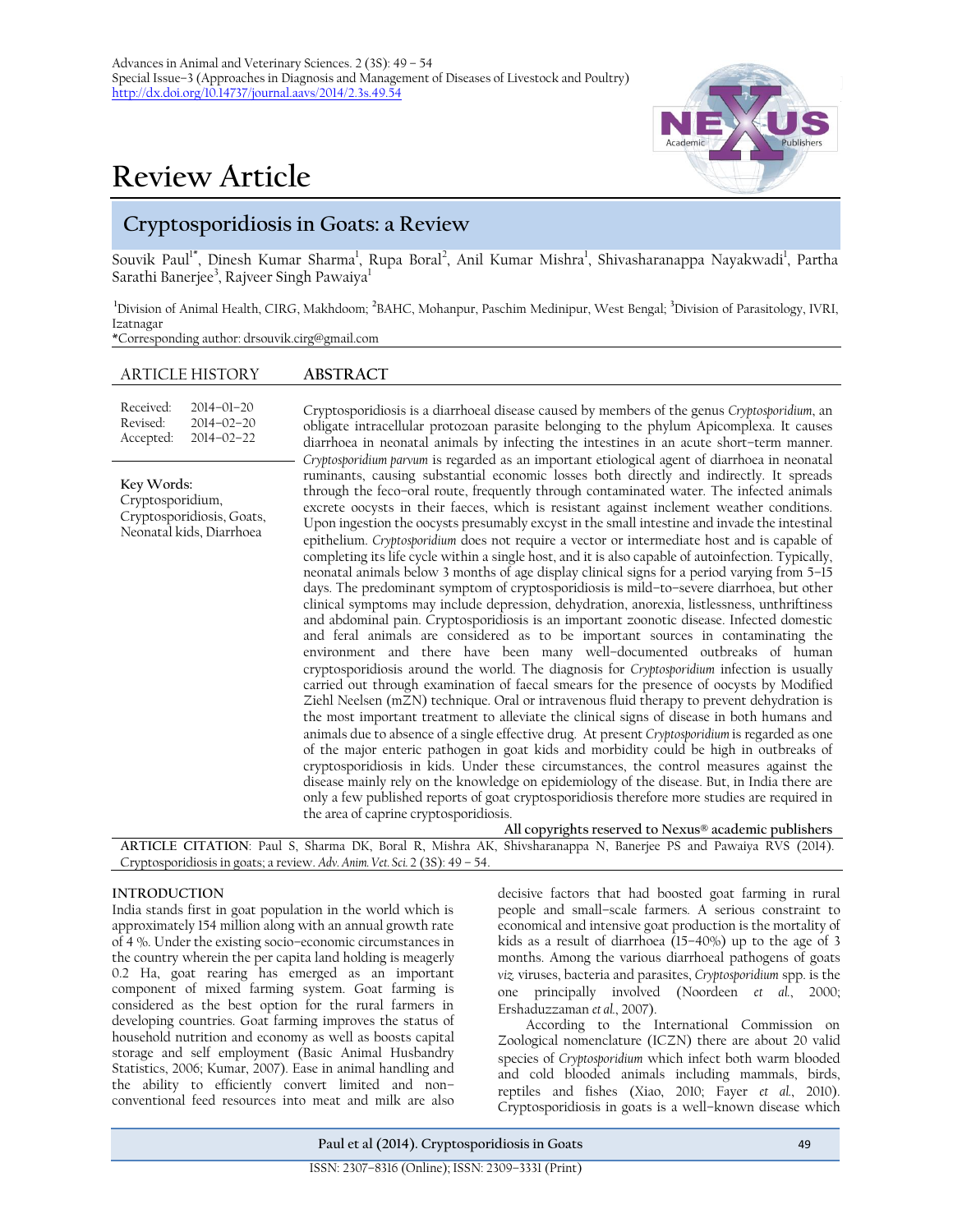Advances in Animal and Veterinary Sciences. 2 (3S): 49 – 54
Special Issue–3 (Approaches in Diagnosis and Management of Diseases of Livestock and Poultry)
http://dx.doi.org/10.14737/journal.aavs/2014/2.3s.49.54

# Review Article

## Cryptosporidiosis in Goats: a Review

Souvik Paul[1*], Dinesh Kumar Sharma[1], Rupa Boral[2], Anil Kumar Mishra[1], Shivasharanappa Nayakwadi[1], Partha Sarathi Banerjee[3], Rajveer Singh Pawaiya[1]

[1]Division of Animal Health, CIRG, Makhdoom; [2]BAHC, Mohanpur, Paschim Medinipur, West Bengal; [3]Division of Parasitology, IVRI, Izatnagar
*Corresponding author: drsouvik.cirg@gmail.com

**ARTICLE HISTORY**

Received: 2014–01–20
Revised: 2014–02–20
Accepted: 2014–02–22

**Key Words:** Cryptosporidium, Cryptosporidiosis, Goats, Neonatal kids, Diarrhoea

**ABSTRACT**

Cryptosporidiosis is a diarrhoeal disease caused by members of the genus *Cryptosporidium*, an obligate intracellular protozoan parasite belonging to the phylum Apicomplexa. It causes diarrhoea in neonatal animals by infecting the intestines in an acute short–term manner. *Cryptosporidium parvum* is regarded as an important etiological agent of diarrhoea in neonatal ruminants, causing substantial economic losses both directly and indirectly. It spreads through the feco–oral route, frequently through contaminated water. The infected animals excrete oocysts in their faeces, which is resistant against inclement weather conditions. Upon ingestion the oocysts presumably excyst in the small intestine and invade the intestinal epithelium. *Cryptosporidium* does not require a vector or intermediate host and is capable of completing its life cycle within a single host, and it is also capable of autoinfection. Typically, neonatal animals below 3 months of age display clinical signs for a period varying from 5–15 days. The predominant symptom of cryptosporidiosis is mild–to–severe diarrhoea, but other clinical symptoms may include depression, dehydration, anorexia, listlessness, unthriftiness and abdominal pain. Cryptosporidiosis is an important zoonotic disease. Infected domestic and feral animals are considered as to be important sources in contaminating the environment and there have been many well–documented outbreaks of human cryptosporidiosis around the world. The diagnosis for *Cryptosporidium* infection is usually carried out through examination of faecal smears for the presence of oocysts by Modified Ziehl Neelsen (mZN) technique. Oral or intravenous fluid therapy to prevent dehydration is the most important treatment to alleviate the clinical signs of disease in both humans and animals due to absence of a single effective drug. At present *Cryptosporidium* is regarded as one of the major enteric pathogen in goat kids and morbidity could be high in outbreaks of cryptosporidiosis in kids. Under these circumstances, the control measures against the disease mainly rely on the knowledge on epidemiology of the disease. But, in India there are only a few published reports of goat cryptosporidiosis therefore more studies are required in the area of caprine cryptosporidiosis.

**All copyrights reserved to Nexus® academic publishers**

**ARTICLE CITATION**: Paul S, Sharma DK, Boral R, Mishra AK, Shivsharanappa N, Banerjee PS and Pawaiya RVS (2014). Cryptosporidiosis in goats; a review. *Adv. Anim. Vet. Sci.* 2 (3S): 49 – 54.

### INTRODUCTION

India stands first in goat population in the world which is approximately 154 million along with an annual growth rate of 4 %. Under the existing socio–economic circumstances in the country wherein the per capita land holding is meagerly 0.2 Ha, goat rearing has emerged as an important component of mixed farming system. Goat farming is considered as the best option for the rural farmers in developing countries. Goat farming improves the status of household nutrition and economy as well as boosts capital storage and self employment (Basic Animal Husbandry Statistics, 2006; Kumar, 2007). Ease in animal handling and the ability to efficiently convert limited and non–conventional feed resources into meat and milk are also decisive factors that had boosted goat farming in rural people and small–scale farmers. A serious constraint to economical and intensive goat production is the mortality of kids as a result of diarrhoea (15–40%) up to the age of 3 months. Among the various diarrhoeal pathogens of goats *viz.* viruses, bacteria and parasites, *Cryptosporidium* spp. is the one principally involved (Noordeen *et al.*, 2000; Ershaduzzaman *et al.*, 2007).

According to the International Commission on Zoological nomenclature (ICZN) there are about 20 valid species of *Cryptosporidium* which infect both warm blooded and cold blooded animals including mammals, birds, reptiles and fishes (Xiao, 2010; Fayer *et al.*, 2010). Cryptosporidiosis in goats is a well–known disease which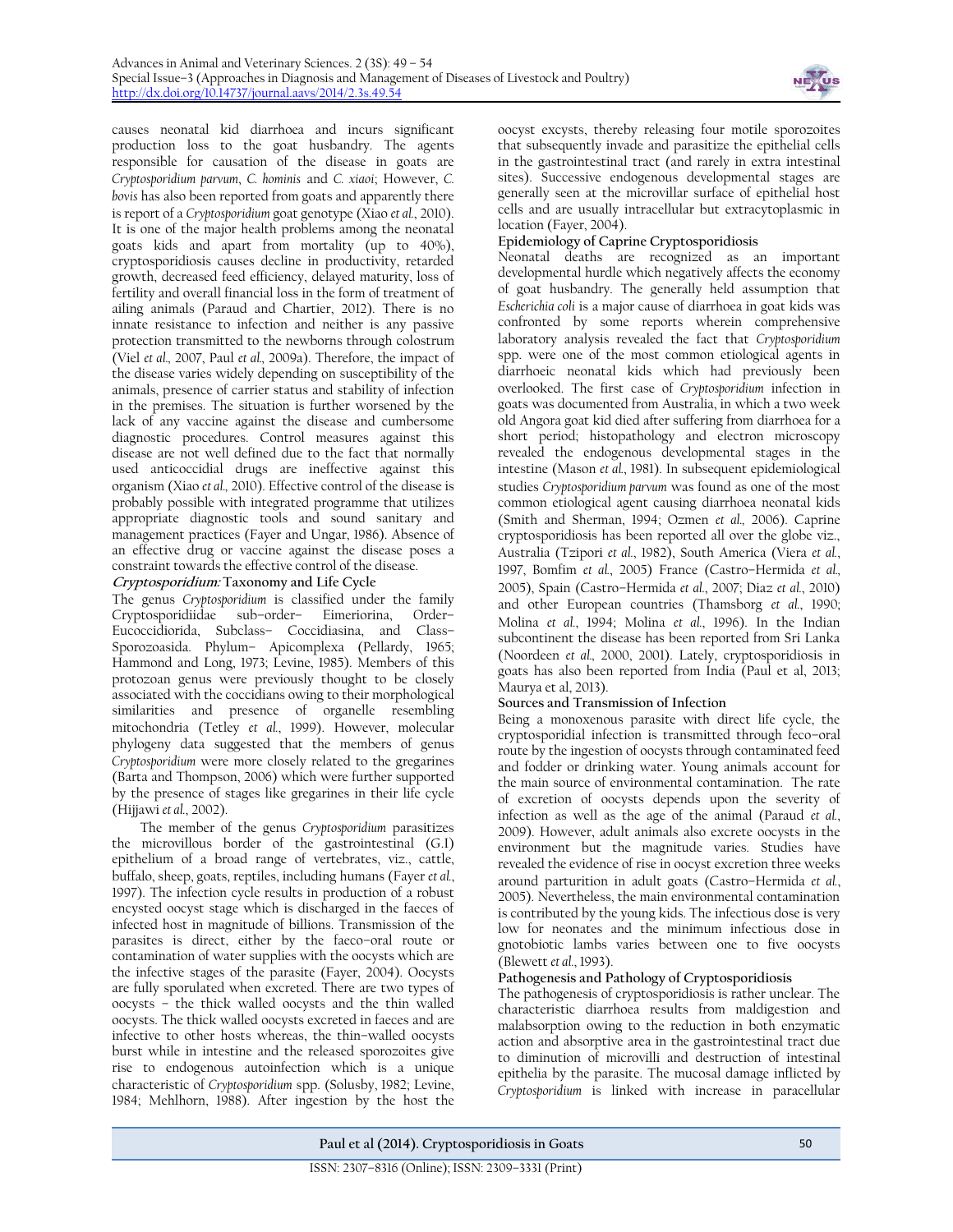causes neonatal kid diarrhoea and incurs significant production loss to the goat husbandry. The agents responsible for causation of the disease in goats are *Cryptosporidium parvum*, *C. hominis* and *C. xiaoi*; However, *C. bovis* has also been reported from goats and apparently there is report of a *Cryptosporidium* goat genotype (Xiao *et al*., 2010). It is one of the major health problems among the neonatal goats kids and apart from mortality (up to 40%), cryptosporidiosis causes decline in productivity, retarded growth, decreased feed efficiency, delayed maturity, loss of fertility and overall financial loss in the form of treatment of ailing animals (Paraud and Chartier, 2012). There is no innate resistance to infection and neither is any passive protection transmitted to the newborns through colostrum (Viel *et al*., 2007, Paul *et al*., 2009a). Therefore, the impact of the disease varies widely depending on susceptibility of the animals, presence of carrier status and stability of infection in the premises. The situation is further worsened by the lack of any vaccine against the disease and cumbersome diagnostic procedures. Control measures against this disease are not well defined due to the fact that normally used anticoccidial drugs are ineffective against this organism (Xiao *et al*., 2010). Effective control of the disease is probably possible with integrated programme that utilizes appropriate diagnostic tools and sound sanitary and management practices (Fayer and Ungar, 1986). Absence of an effective drug or vaccine against the disease poses a constraint towards the effective control of the disease.

## *Cryptosporidium:* Taxonomy and Life Cycle

The genus *Cryptosporidium* is classified under the family Cryptosporidiidae sub–order– Eimeriorina, Order– Eucoccidiorida, Subclass– Coccidiasina, and Class– Sporozoasida. Phylum– Apicomplexa (Pellardy, 1965; Hammond and Long, 1973; Levine, 1985). Members of this protozoan genus were previously thought to be closely associated with the coccidians owing to their morphological similarities and presence of organelle resembling mitochondria (Tetley *et al*., 1999). However, molecular phylogeny data suggested that the members of genus *Cryptosporidium* were more closely related to the gregarines (Barta and Thompson, 2006) which were further supported by the presence of stages like gregarines in their life cycle (Hijjawi *et al*., 2002).

The member of the genus *Cryptosporidium* parasitizes the microvillous border of the gastrointestinal (G.I) epithelium of a broad range of vertebrates, viz., cattle, buffalo, sheep, goats, reptiles, including humans (Fayer *et al*., 1997). The infection cycle results in production of a robust encysted oocyst stage which is discharged in the faeces of infected host in magnitude of billions. Transmission of the parasites is direct, either by the faeco–oral route or contamination of water supplies with the oocysts which are the infective stages of the parasite (Fayer, 2004). Oocysts are fully sporulated when excreted. There are two types of oocysts – the thick walled oocysts and the thin walled oocysts. The thick walled oocysts excreted in faeces and are infective to other hosts whereas, the thin–walled oocysts burst while in intestine and the released sporozoites give rise to endogenous autoinfection which is a unique characteristic of *Cryptosporidium* spp. (Solusby, 1982; Levine, 1984; Mehlhorn, 1988). After ingestion by the host the oocyst excysts, thereby releasing four motile sporozoites that subsequently invade and parasitize the epithelial cells in the gastrointestinal tract (and rarely in extra intestinal sites). Successive endogenous developmental stages are generally seen at the microvillar surface of epithelial host cells and are usually intracellular but extracytoplasmic in location (Fayer, 2004).

## Epidemiology of Caprine Cryptosporidiosis

Neonatal deaths are recognized as an important developmental hurdle which negatively affects the economy of goat husbandry. The generally held assumption that *Escherichia coli* is a major cause of diarrhoea in goat kids was confronted by some reports wherein comprehensive laboratory analysis revealed the fact that *Cryptosporidium* spp. were one of the most common etiological agents in diarrhoeic neonatal kids which had previously been overlooked. The first case of *Cryptosporidium* infection in goats was documented from Australia, in which a two week old Angora goat kid died after suffering from diarrhoea for a short period; histopathology and electron microscopy revealed the endogenous developmental stages in the intestine (Mason *et al*., 1981). In subsequent epidemiological studies *Cryptosporidium parvum* was found as one of the most common etiological agent causing diarrhoea neonatal kids (Smith and Sherman, 1994; Ozmen *et al*., 2006). Caprine cryptosporidiosis has been reported all over the globe viz., Australia (Tzipori *et al*., 1982), South America (Viera *et al*., 1997, Bomfim *et al*., 2005) France (Castro–Hermida *et al*., 2005), Spain (Castro–Hermida *et al*., 2007; Diaz *et al*., 2010) and other European countries (Thamsborg *et al*., 1990; Molina *et al*., 1994; Molina *et al*., 1996). In the Indian subcontinent the disease has been reported from Sri Lanka (Noordeen *et al*., 2000, 2001). Lately, cryptosporidiosis in goats has also been reported from India (Paul et al, 2013; Maurya et al, 2013).

## Sources and Transmission of Infection

Being a monoxenous parasite with direct life cycle, the cryptosporidial infection is transmitted through feco–oral route by the ingestion of oocysts through contaminated feed and fodder or drinking water. Young animals account for the main source of environmental contamination. The rate of excretion of oocysts depends upon the severity of infection as well as the age of the animal (Paraud *et al*., 2009). However, adult animals also excrete oocysts in the environment but the magnitude varies. Studies have revealed the evidence of rise in oocyst excretion three weeks around parturition in adult goats (Castro–Hermida *et al*., 2005). Nevertheless, the main environmental contamination is contributed by the young kids. The infectious dose is very low for neonates and the minimum infectious dose in gnotobiotic lambs varies between one to five oocysts (Blewett *et al*., 1993).

## Pathogenesis and Pathology of Cryptosporidiosis

The pathogenesis of cryptosporidiosis is rather unclear. The characteristic diarrhoea results from maldigestion and malabsorption owing to the reduction in both enzymatic action and absorptive area in the gastrointestinal tract due to diminution of microvilli and destruction of intestinal epithelia by the parasite. The mucosal damage inflicted by *Cryptosporidium* is linked with increase in paracellular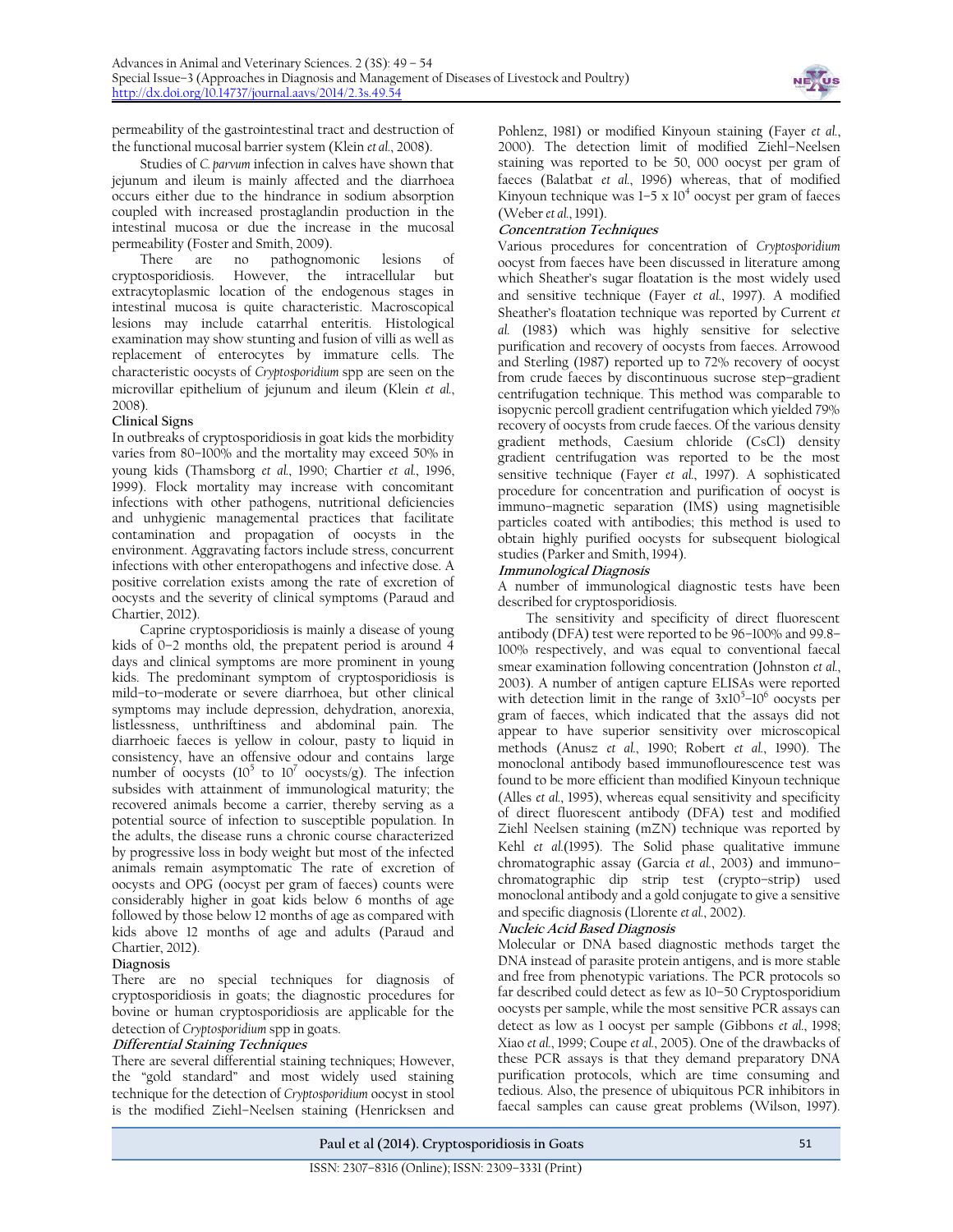permeability of the gastrointestinal tract and destruction of the functional mucosal barrier system (Klein *et al.*, 2008).

Studies of *C. parvum* infection in calves have shown that jejunum and ileum is mainly affected and the diarrhoea occurs either due to the hindrance in sodium absorption coupled with increased prostaglandin production in the intestinal mucosa or due the increase in the mucosal permeability (Foster and Smith, 2009).

There are no pathognomonic lesions of cryptosporidiosis. However, the intracellular but extracytoplasmic location of the endogenous stages in intestinal mucosa is quite characteristic. Macroscopical lesions may include catarrhal enteritis. Histological examination may show stunting and fusion of villi as well as replacement of enterocytes by immature cells. The characteristic oocysts of *Cryptosporidium* spp are seen on the microvillar epithelium of jejunum and ileum (Klein *et al.*, 2008).

## Clinical Signs

In outbreaks of cryptosporidiosis in goat kids the morbidity varies from 80–100% and the mortality may exceed 50% in young kids (Thamsborg *et al.*, 1990; Chartier *et al.*, 1996, 1999). Flock mortality may increase with concomitant infections with other pathogens, nutritional deficiencies and unhygienic managemental practices that facilitate contamination and propagation of oocysts in the environment. Aggravating factors include stress, concurrent infections with other enteropathogens and infective dose. A positive correlation exists among the rate of excretion of oocysts and the severity of clinical symptoms (Paraud and Chartier, 2012).

Caprine cryptosporidiosis is mainly a disease of young kids of 0–2 months old, the prepatent period is around 4 days and clinical symptoms are more prominent in young kids. The predominant symptom of cryptosporidiosis is mild–to–moderate or severe diarrhoea, but other clinical symptoms may include depression, dehydration, anorexia, listlessness, unthriftiness and abdominal pain. The diarrhoeic faeces is yellow in colour, pasty to liquid in consistency, have an offensive odour and contains large number of oocysts ($10^5$ to $10^7$ oocysts/g). The infection subsides with attainment of immunological maturity; the recovered animals become a carrier, thereby serving as a potential source of infection to susceptible population. In the adults, the disease runs a chronic course characterized by progressive loss in body weight but most of the infected animals remain asymptomatic The rate of excretion of oocysts and OPG (oocyst per gram of faeces) counts were considerably higher in goat kids below 6 months of age followed by those below 12 months of age as compared with kids above 12 months of age and adults (Paraud and Chartier, 2012).

## Diagnosis

There are no special techniques for diagnosis of cryptosporidiosis in goats; the diagnostic procedures for bovine or human cryptosporidiosis are applicable for the detection of *Cryptosporidium* spp in goats.

### *Differential Staining Techniques*

There are several differential staining techniques; However, the "gold standard" and most widely used staining technique for the detection of *Cryptosporidium* oocyst in stool is the modified Ziehl–Neelsen staining (Henricksen and Pohlenz, 1981) or modified Kinyoun staining (Fayer *et al.*, 2000). The detection limit of modified Ziehl–Neelsen staining was reported to be 50, 000 oocyst per gram of faeces (Balatbat *et al.*, 1996) whereas, that of modified Kinyoun technique was $1–5 \times 10^4$ oocyst per gram of faeces (Weber *et al.*, 1991).

### *Concentration Techniques*

Various procedures for concentration of *Cryptosporidium* oocyst from faeces have been discussed in literature among which Sheather's sugar floatation is the most widely used and sensitive technique (Fayer *et al.*, 1997). A modified Sheather's floatation technique was reported by Current *et al.* (1983) which was highly sensitive for selective purification and recovery of oocysts from faeces. Arrowood and Sterling (1987) reported up to 72% recovery of oocyst from crude faeces by discontinuous sucrose step–gradient centrifugation technique. This method was comparable to isopycnic percoll gradient centrifugation which yielded 79% recovery of oocysts from crude faeces. Of the various density gradient methods, Caesium chloride (CsCl) density gradient centrifugation was reported to be the most sensitive technique (Fayer *et al.*, 1997). A sophisticated procedure for concentration and purification of oocyst is immuno–magnetic separation (IMS) using magnetisible particles coated with antibodies; this method is used to obtain highly purified oocysts for subsequent biological studies (Parker and Smith, 1994).

### *Immunological Diagnosis*

A number of immunological diagnostic tests have been described for cryptosporidiosis.

The sensitivity and specificity of direct fluorescent antibody (DFA) test were reported to be 96–100% and 99.8–100% respectively, and was equal to conventional faecal smear examination following concentration (Johnston *et al.*, 2003). A number of antigen capture ELISAs were reported with detection limit in the range of $3 \times 10^5–10^6$ oocysts per gram of faeces, which indicated that the assays did not appear to have superior sensitivity over microscopical methods (Anusz *et al.*, 1990; Robert *et al.*, 1990). The monoclonal antibody based immunoflourescence test was found to be more efficient than modified Kinyoun technique (Alles *et al.*, 1995), whereas equal sensitivity and specificity of direct fluorescent antibody (DFA) test and modified Ziehl Neelsen staining (mZN) technique was reported by Kehl *et al.*(1995). The Solid phase qualitative immune chromatographic assay (Garcia *et al.*, 2003) and immuno–chromatographic dip strip test (crypto–strip) used monoclonal antibody and a gold conjugate to give a sensitive and specific diagnosis (Llorente *et al.*, 2002).

### *Nucleic Acid Based Diagnosis*

Molecular or DNA based diagnostic methods target the DNA instead of parasite protein antigens, and is more stable and free from phenotypic variations. The PCR protocols so far described could detect as few as 10–50 Cryptosporidium oocysts per sample, while the most sensitive PCR assays can detect as low as 1 oocyst per sample (Gibbons *et al.*, 1998; Xiao *et al.*, 1999; Coupe *et al.*, 2005). One of the drawbacks of these PCR assays is that they demand preparatory DNA purification protocols, which are time consuming and tedious. Also, the presence of ubiquitous PCR inhibitors in faecal samples can cause great problems (Wilson, 1997).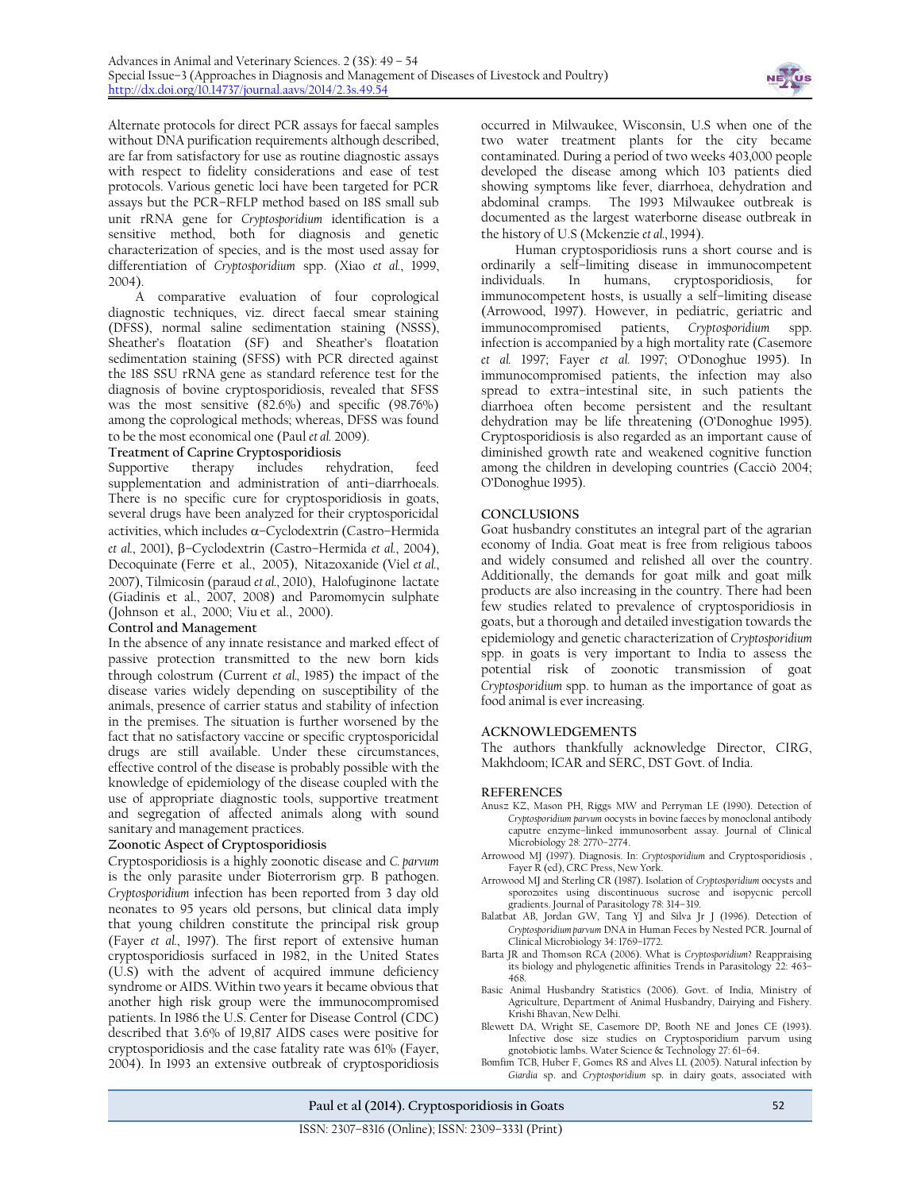Alternate protocols for direct PCR assays for faecal samples without DNA purification requirements although described, are far from satisfactory for use as routine diagnostic assays with respect to fidelity considerations and ease of test protocols. Various genetic loci have been targeted for PCR assays but the PCR–RFLP method based on 18S small sub unit rRNA gene for *Cryptosporidium* identification is a sensitive method, both for diagnosis and genetic characterization of species, and is the most used assay for differentiation of *Cryptosporidium* spp. (Xiao *et al.*, 1999, 2004).

A comparative evaluation of four coprological diagnostic techniques, viz. direct faecal smear staining (DFSS), normal saline sedimentation staining (NSSS), Sheather's floatation (SF) and Sheather's floatation sedimentation staining (SFSS) with PCR directed against the 18S SSU rRNA gene as standard reference test for the diagnosis of bovine cryptosporidiosis, revealed that SFSS was the most sensitive (82.6%) and specific (98.76%) among the coprological methods; whereas, DFSS was found to be the most economical one (Paul *et al.* 2009).

### Treatment of Caprine Cryptosporidiosis

Supportive therapy includes rehydration, feed supplementation and administration of anti–diarrhoeals. There is no specific cure for cryptosporidiosis in goats, several drugs have been analyzed for their cryptosporicidal activities, which includes α–Cyclodextrin (Castro–Hermida *et al.*, 2001), β–Cyclodextrin (Castro–Hermida *et al.*, 2004), Decoquinate (Ferre et al., 2005), Nitazoxanide (Viel *et al.*, 2007), Tilmicosin (paraud *et al.*, 2010), Halofuginone lactate (Giadinis et al., 2007, 2008) and Paromomycin sulphate (Johnson et al., 2000; Viu et al., 2000).

### Control and Management

In the absence of any innate resistance and marked effect of passive protection transmitted to the new born kids through colostrum (Current *et al.,* 1985) the impact of the disease varies widely depending on susceptibility of the animals, presence of carrier status and stability of infection in the premises. The situation is further worsened by the fact that no satisfactory vaccine or specific cryptosporicidal drugs are still available. Under these circumstances, effective control of the disease is probably possible with the knowledge of epidemiology of the disease coupled with the use of appropriate diagnostic tools, supportive treatment and segregation of affected animals along with sound sanitary and management practices.

### Zoonotic Aspect of Cryptosporidiosis

Cryptosporidiosis is a highly zoonotic disease and *C. parvum* is the only parasite under Bioterrorism grp. B pathogen. *Cryptosporidium* infection has been reported from 3 day old neonates to 95 years old persons, but clinical data imply that young children constitute the principal risk group (Fayer *et al.*, 1997). The first report of extensive human cryptosporidiosis surfaced in 1982, in the United States (U.S) with the advent of acquired immune deficiency syndrome or AIDS. Within two years it became obvious that another high risk group were the immunocompromised patients. In 1986 the U.S. Center for Disease Control (CDC) described that 3.6% of 19,817 AIDS cases were positive for cryptosporidiosis and the case fatality rate was 61% (Fayer, 2004). In 1993 an extensive outbreak of cryptosporidiosis occurred in Milwaukee, Wisconsin, U.S when one of the two water treatment plants for the city became contaminated. During a period of two weeks 403,000 people developed the disease among which 103 patients died showing symptoms like fever, diarrhoea, dehydration and abdominal cramps. The 1993 Milwaukee outbreak is documented as the largest waterborne disease outbreak in the history of U.S (Mckenzie *et al.*, 1994).

Human cryptosporidiosis runs a short course and is ordinarily a self–limiting disease in immunocompetent individuals. In humans, cryptosporidiosis, for immunocompetent hosts, is usually a self–limiting disease (Arrowood, 1997). However, in pediatric, geriatric and immunocompromised patients, *Cryptosporidium* spp. infection is accompanied by a high mortality rate (Casemore *et al.* 1997; Fayer *et al.* 1997; O'Donoghue 1995). In immunocompromised patients, the infection may also spread to extra–intestinal site, in such patients the diarrhoea often become persistent and the resultant dehydration may be life threatening (O'Donoghue 1995). Cryptosporidiosis is also regarded as an important cause of diminished growth rate and weakened cognitive function among the children in developing countries (Cacciò 2004; O'Donoghue 1995).

## CONCLUSIONS

Goat husbandry constitutes an integral part of the agrarian economy of India. Goat meat is free from religious taboos and widely consumed and relished all over the country. Additionally, the demands for goat milk and goat milk products are also increasing in the country. There had been few studies related to prevalence of cryptosporidiosis in goats, but a thorough and detailed investigation towards the epidemiology and genetic characterization of *Cryptosporidium* spp. in goats is very important to India to assess the potential risk of zoonotic transmission of goat *Cryptosporidium* spp. to human as the importance of goat as food animal is ever increasing.

## ACKNOWLEDGEMENTS

The authors thankfully acknowledge Director, CIRG, Makhdoom; ICAR and SERC, DST Govt. of India.

## REFERENCES

- Anusz KZ, Mason PH, Riggs MW and Perryman LE (1990). Detection of *Cryptosporidium parvum* oocysts in bovine faeces by monoclonal antibody caputre enzyme–linked immunosorbent assay. Journal of Clinical Microbiology 28: 2770–2774.
- Arrowood MJ (1997). Diagnosis. In: *Cryptosporidium* and Cryptosporidiosis , Fayer R (ed), CRC Press, New York.
- Arrowood MJ and Sterling CR (1987). Isolation of *Cryptosporidium* oocysts and sporozoites using discontinuous sucrose and isopycnic percoll gradients. Journal of Parasitology 78: 314–319.
- Balatbat AB, Jordan GW, Tang YJ and Silva Jr J (1996). Detection of *Cryptosporidium parvum* DNA in Human Feces by Nested PCR. Journal of Clinical Microbiology 34: 1769–1772.
- Barta JR and Thomson RCA (2006). What is *Cryptosporidium*? Reappraising its biology and phylogenetic affinities Trends in Parasitology 22: 463–468.
- Basic Animal Husbandry Statistics (2006). Govt. of India, Ministry of Agriculture, Department of Animal Husbandry, Dairying and Fishery. Krishi Bhavan, New Delhi.
- Blewett DA, Wright SE, Casemore DP, Booth NE and Jones CE (1993). Infective dose size studies on Cryptosporidium parvum using gnotobiotic lambs. Water Science & Technology 27: 61–64.
- Bomfim TCB, Huber F, Gomes RS and Alves LL (2005). Natural infection by *Giardia* sp. and *Cryptosporidium* sp. in dairy goats, associated with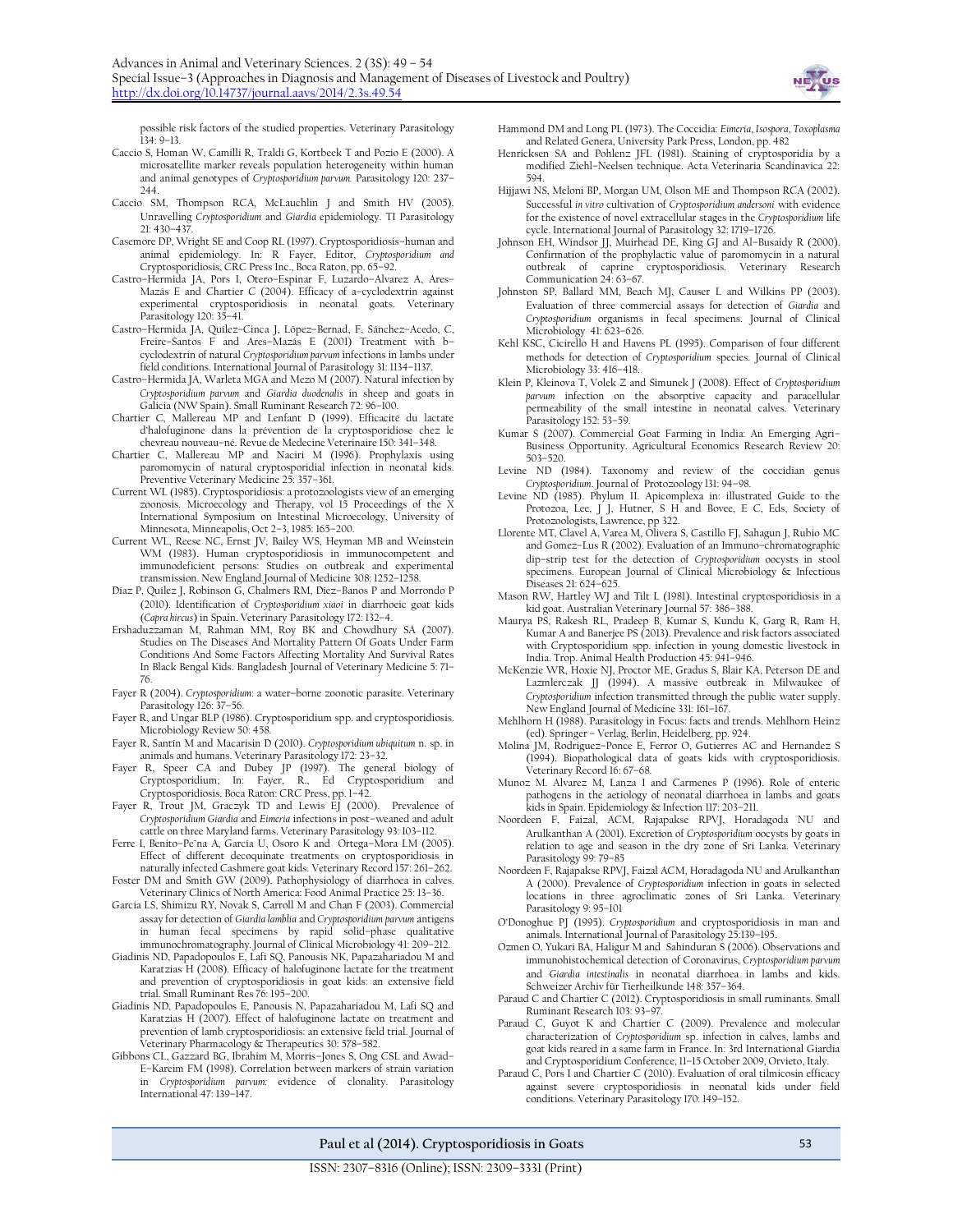possible risk factors of the studied properties. Veterinary Parasitology 134: 9–13.

Caccio S, Homan W, Camilli R, Traldi G, Kortbeek T and Pozio E (2000). A microsatellite marker reveals population heterogeneity within human and animal genotypes of *Cryptosporidium parvum*. Parasitology 120: 237–244.

Caccio SM, Thompson RCA, McLauchlin J and Smith HV (2005). Unravelling *Cryptosporidium* and *Giardia* epidemiology. TI Parasitology 21: 430–437.

Casemore DP, Wright SE and Coop RL (1997). Cryptosporidiosis–human and animal epidemiology. In: R Fayer, Editor, *Cryptosporidium and* Cryptosporidiosis, CRC Press Inc., Boca Raton, pp. 65–92.

Castro–Hermida JA, Pors I, Otero–Espinar F, Luzardo–Alvarez A, Ares–Mazás E and Chartier C (2004). Efficacy of a–cyclodextrin against experimental cryptosporidiosis in neonatal goats. Veterinary Parasitology 120: 35–41.

Castro–Hermida JA, Quílez–Cinca J, López–Bernad, F, Sánchez–Acedo, C, Freire–Santos F and Ares–Mazás E (2001) Treatment with b–cyclodextrin of natural *Cryptosporidium parvum* infections in lambs under field conditions. International Journal of Parasitology 31: 1134–1137.

Castro–Hermida JA, Warleta MGA and Mezo M (2007). Natural infection by *Cryptosporidium parvum* and *Giardia duodenalis* in sheep and goats in Galicia (NW Spain). Small Ruminant Research 72: 96–100.

Chartier C, Mallereau MP and Lenfant D (1999). Efficacité du lactate d'halofuginone dans la prévention de la cryptosporidiose chez le chevreau nouveau–né. Revue de Medecine Veterinaire 150: 341–348.

Chartier C, Mallereau MP and Naciri M (1996). Prophylaxis using paromomycin of natural cryptosporidial infection in neonatal kids. Preventive Veterinary Medicine 25: 357–361.

Current WL (1985). Cryptosporidiosis: a protozoologists view of an emerging zoonosis. Microecology and Therapy, vol 15 Proceedings of the X International Symposium on Intestinal Microecology, University of Minnesota, Minneapolis, Oct 2–3, 1985: 165–200.

Current WL, Reese NC, Ernst JV, Bailey WS, Heyman MB and Weinstein WM (1983). Human cryptosporidiosis in immunocompetent and immunodeficient persons: Studies on outbreak and experimental transmission. New England Journal of Medicine 308: 1252–1258.

Diaz P, Quilez J, Robinson G, Chalmers RM, Diez–Banos P and Morrondo P (2010). Identification of *Cryptosporidium xiaoi* in diarrhoeic goat kids (*Capra hircus*) in Spain. Veterinary Parasitology 172: 132–4.

Ershaduzzaman M, Rahman MM, Roy BK and Chowdhury SA (2007). Studies on The Diseases And Mortality Pattern Of Goats Under Farm Conditions And Some Factors Affecting Mortality And Survival Rates In Black Bengal Kids. Bangladesh Journal of Veterinary Medicine 5: 71–76.

Fayer R (2004). *Cryptosporidium*: a water–borne zoonotic parasite. Veterinary Parasitology 126: 37–56.

Fayer R, and Ungar BLP (1986). Cryptosporidium spp. and cryptosporidiosis. Microbiology Review 50: 458.

Fayer R, Santin M and Macarisin D (2010). *Cryptosporidium ubiquitum* n. sp. in animals and humans. Veterinary Parasitology 172: 23–32.

Fayer R, Speer CA and Dubey JP (1997). The general biology of Cryptosporidium; In: Fayer, R., Ed Cryptosporidium and Cryptosporidiosis. Boca Raton: CRC Press, pp. 1–42.

Fayer R, Trout JM, Graczyk TD and Lewis EJ (2000). Prevalence of *Cryptosporidium Giardia* and *Eimeria* infections in post–weaned and adult cattle on three Maryland farms. Veterinary Parasitology 93: 103–112.

Ferre I, Benito–Pe˜na A, García U, Osoro K and Ortega–Mora LM (2005). Effect of different decoquinate treatments on cryptosporidiosis in naturally infected Cashmere goat kids. Veterinary Record 157: 261–262.

Foster DM and Smith GW (2009). Pathophysiology of diarrhoea in calves. Veterinary Clinics of North America: Food Animal Practice 25: 13–36.

Garcia LS, Shimizu RY, Novak S, Carroll M and Chan F (2003). Commercial assay for detection of *Giardia lamblia* and *Cryptosporidium parvum* antigens in human fecal specimens by rapid solid–phase qualitative immunochromatography. Journal of Clinical Microbiology 41: 209–212.

Giadinis ND, Papadopoulos E, Lafi SQ, Panousis NK, Papazahariadou M and Karatzias H (2008). Efficacy of halofuginone lactate for the treatment and prevention of cryptosporidiosis in goat kids: an extensive field trial. Small Ruminant Res 76: 195–200.

Giadinis ND, Papadopoulos E, Panousis N, Papazahariadou M, Lafi SQ and Karatzias H (2007). Effect of halofuginone lactate on treatment and prevention of lamb cryptosporidiosis: an extensive field trial. Journal of Veterinary Pharmacology & Therapeutics 30: 578–582.

Gibbons CL, Gazzard BG, Ibrahim M, Morris–Jones S, Ong CSL and Awad–E–Kareim FM (1998). Correlation between markers of strain variation in *Cryptosporidium parvum*: evidence of clonality. Parasitology International 47: 139–147.

Hammond DM and Long PL (1973). The Coccidia: *Eimeria*, *Isospora*, *Toxoplasma* and Related Genera, University Park Press, London, pp. 482

Henricksen SA and Pohlenz JFL (1981). Staining of cryptosporidia by a modified Ziehl–Neelsen technique. Acta Veterinaria Scandinavica 22: 594.

Hijjawi NS, Meloni BP, Morgan UM, Olson ME and Thompson RCA (2002). Successful *in vitro* cultivation of *Cryptosporidium andersoni* with evidence for the existence of novel extracellular stages in the *Cryptosporidium* life cycle. International Journal of Parasitology 32: 1719–1726.

Johnson EH, Windsor JJ, Muirhead DE, King GJ and Al–Busaidy R (2000). Confirmation of the prophylactic value of paromomycin in a natural outbreak of caprine cryptosporidiosis. Veterinary Research Communication 24: 63–67.

Johnston SP, Ballard MM, Beach MJ, Causer L and Wilkins PP (2003). Evaluation of three commercial assays for detection of *Giardia* and *Cryptosporidium* organisms in fecal specimens. Journal of Clinical Microbiology 41: 623–626.

Kehl KSC, Cicirello H and Havens PL (1995). Comparison of four different methods for detection of *Cryptosporidium* species. Journal of Clinical Microbiology 33: 416–418.

Klein P, Kleinova T, Volek Z and Simunek J (2008). Effect of *Cryptosporidium parvum* infection on the absorptive capacity and paracellular permeability of the small intestine in neonatal calves. Veterinary Parasitology 152: 53–59.

Kumar S (2007). Commercial Goat Farming in India: An Emerging Agri–Business Opportunity. Agricultural Economics Research Review 20: 503–520.

Levine ND (1984). Taxonomy and review of the coccidian genus *Cryptosporidium*. Journal of Protozoology 131: 94–98.

Levine ND (1985). Phylum II. Apicomplexa in: illustrated Guide to the Protozoa, Lee, J J, Hutner, S H and Bovee, E C, Eds, Society of Protozoologists, Lawrence, pp 322.

Llorente MT, Clavel A, Varea M, Olivera S, Castillo FJ, Sahagun J, Rubio MC and Gomez–Lus R (2002). Evaluation of an Immuno–chromatographic dip–strip test for the detection of *Cryptosporidium* oocysts in stool specimens. European Journal of Clinical Microbiology & Infectious Diseases 21: 624–625.

Mason RW, Hartley WJ and Tilt L (1981). Intestinal cryptosporidiosis in a kid goat. Australian Veterinary Journal 57: 386–388.

Maurya PS, Rakesh RL, Pradeep B, Kumar S, Kundu K, Garg R, Ram H, Kumar A and Banerjee PS (2013). Prevalence and risk factors associated with Cryptosporidium spp. infection in young domestic livestock in India. Trop. Animal Health Production 45: 941–946.

McKenzie WR, Hoxie NJ, Proctor ME, Gradus S, Blair KA, Peterson DE and Lazmlerczak JJ (1994). A massive outbreak in Milwaukee of *Cryptosporidium* infection transmitted through the public water supply. New England Journal of Medicine 331: 161–167.

Mehlhorn H (1988). Parasitology in Focus: facts and trends. Mehlhorn Heinz (ed). Springer – Verlag, Berlin, Heidelberg, pp. 924.

Molina JM, Rodriguez–Ponce E, Ferror O, Gutierres AC and Hernandez S (1994). Biopathological data of goats kids with cryptosporidiosis. Veterinary Record 16: 67–68.

Munoz M. Alvarez M, Lanza I and Carmenes P (1996). Role of enteric pathogens in the aetiology of neonatal diarrhoea in lambs and goats kids in Spain. Epidemiology & Infection 117: 203–211.

Noordeen F, Faizal, ACM, Rajapakse RPVJ, Horadagoda NU and Arulkanthan A (2001). Excretion of *Cryptosporidium* oocysts by goats in relation to age and season in the dry zone of Sri Lanka. Veterinary Parasitology 99: 79–85

Noordeen F, Rajapakse RPVJ, Faizal ACM, Horadagoda NU and Arulkanthan A (2000). Prevalence of *Cryptosporidium* infection in goats in selected locations in three agroclimatic zones of Sri Lanka. Veterinary Parasitology 9: 95–101

O'Donoghue PJ (1995). *Cryptosporidium* and cryptosporidiosis in man and animals. International Journal of Parasitology 25:139–195.

Ozmen O, Yukari BA, Haligur M and Sahinduran S (2006). Observations and immunohistochemical detection of Coronavirus, *Cryptosporidium parvum* and *Giardia intestinalis* in neonatal diarrhoea in lambs and kids. Schweizer Archiv für Tierheilkunde 148: 357–364.

Paraud C and Chartier C (2012). Cryptosporidiosis in small ruminants. Small Ruminant Research 103: 93–97.

Paraud C, Guyot K and Chartier C (2009). Prevalence and molecular characterization of *Cryptosporidium* sp. infection in calves, lambs and goat kids reared in a same farm in France. In: 3rd International Giardia and Cryptosporidium Conference, 11–15 October 2009, Orvieto, Italy.

Paraud C, Pors I and Chartier C (2010). Evaluation of oral tilmicosin efficacy against severe cryptosporidiosis in neonatal kids under field conditions. Veterinary Parasitology 170: 149–152.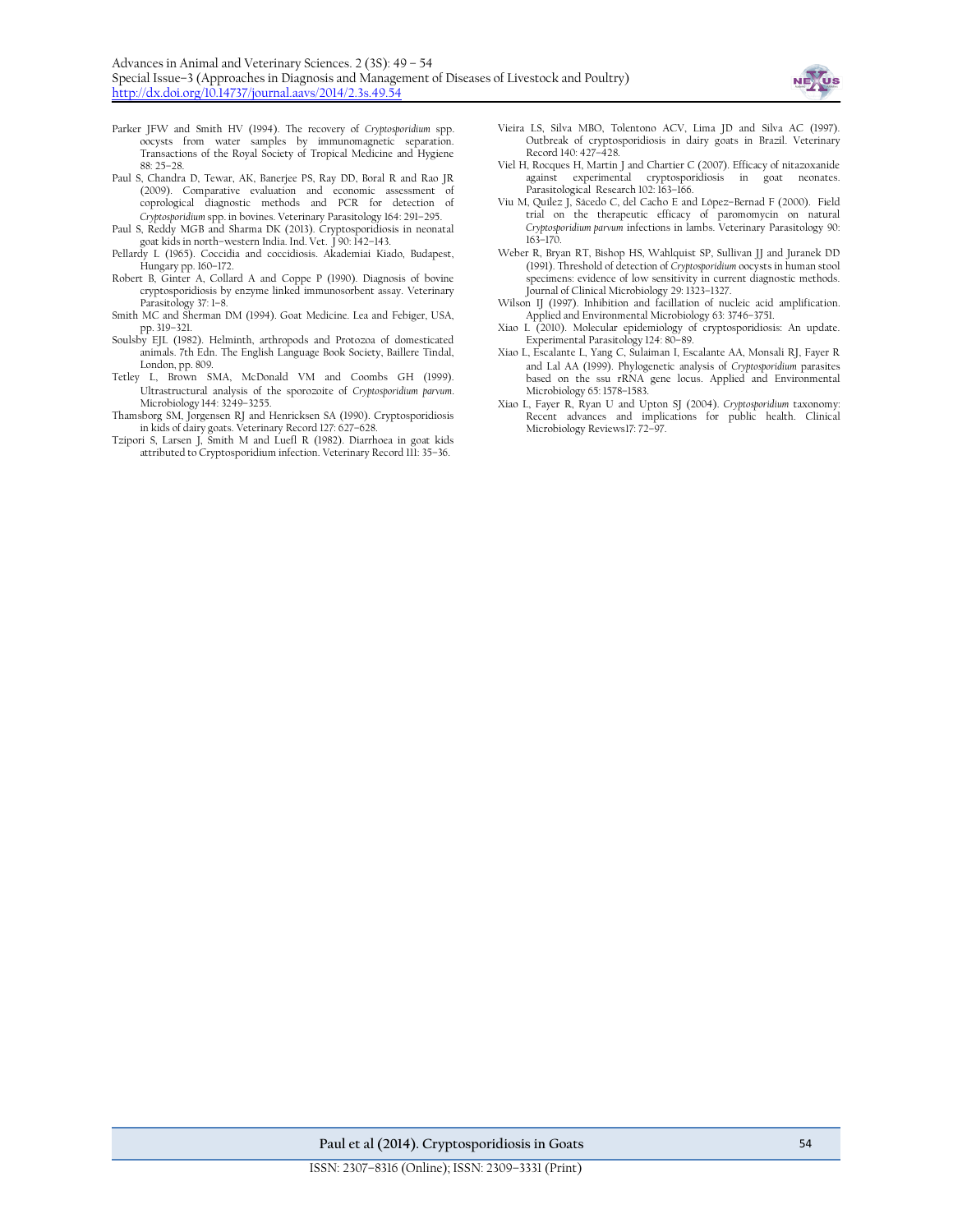Parker JFW and Smith HV (1994). The recovery of *Cryptosporidium* spp. oocysts from water samples by immunomagnetic separation. Transactions of the Royal Society of Tropical Medicine and Hygiene 88: 25–28.

Paul S, Chandra D, Tewar, AK, Banerjee PS, Ray DD, Boral R and Rao JR (2009). Comparative evaluation and economic assessment of coprological diagnostic methods and PCR for detection of *Cryptosporidium* spp. in bovines. Veterinary Parasitology 164: 291–295.

Paul S, Reddy MGB and Sharma DK (2013). Cryptosporidiosis in neonatal goat kids in north–western India. Ind. Vet. J 90: 142–143.

Pellardy L (1965). Coccidia and coccidiosis. Akademiai Kiado, Budapest, Hungary pp. 160–172.

Robert B, Ginter A, Collard A and Coppe P (1990). Diagnosis of bovine cryptosporidiosis by enzyme linked immunosorbent assay. Veterinary Parasitology 37: 1–8.

Smith MC and Sherman DM (1994). Goat Medicine. Lea and Febiger, USA, pp. 319–321.

Soulsby EJL (1982). Helminth, arthropods and Protozoa of domesticated animals. 7th Edn. The English Language Book Society, Baillere Tindal, London, pp. 809.

Tetley L, Brown SMA, McDonald VM and Coombs GH (1999). Ultrastructural analysis of the sporozoite of *Cryptosporidium parvum*. Microbiology 144: 3249–3255.

Thamsborg SM, Jorgensen RJ and Henricksen SA (1990). Cryptosporidiosis in kids of dairy goats. Veterinary Record 127: 627–628.

Tzipori S, Larsen J, Smith M and Luefl R (1982). Diarrhoea in goat kids attributed to Cryptosporidium infection. Veterinary Record 111: 35–36.

Vieira LS, Silva MBO, Tolentono ACV, Lima JD and Silva AC (1997). Outbreak of cryptosporidiosis in dairy goats in Brazil. Veterinary Record 140: 427–428.

Viel H, Rocques H, Martin J and Chartier C (2007). Efficacy of nitazoxanide against experimental cryptosporidiosis in goat neonates. Parasitological Research 102: 163–166.

Viu M, Quílez J, Sácedo C, del Cacho E and López–Bernad F (2000). Field trial on the therapeutic efficacy of paromomycin on natural *Cryptosporidium parvum* infections in lambs. Veterinary Parasitology 90: 163–170.

Weber R, Bryan RT, Bishop HS, Wahlquist SP, Sullivan JJ and Juranek DD (1991). Threshold of detection of *Cryptosporidium* oocysts in human stool specimens: evidence of low sensitivity in current diagnostic methods. Journal of Clinical Microbiology 29: 1323–1327.

Wilson IJ (1997). Inhibition and facillation of nucleic acid amplification. Applied and Environmental Microbiology 63: 3746–3751.

Xiao L (2010). Molecular epidemiology of cryptosporidiosis: An update. Experimental Parasitology 124: 80–89.

Xiao L, Escalante L, Yang C, Sulaiman I, Escalante AA, Monsali RJ, Fayer R and Lal AA (1999). Phylogenetic analysis of *Cryptosporidium* parasites based on the ssu rRNA gene locus. Applied and Environmental Microbiology 65: 1578–1583.

Xiao L, Fayer R, Ryan U and Upton SJ (2004). *Cryptosporidium* taxonomy: Recent advances and implications for public health. Clinical Microbiology Reviews17: 72–97.